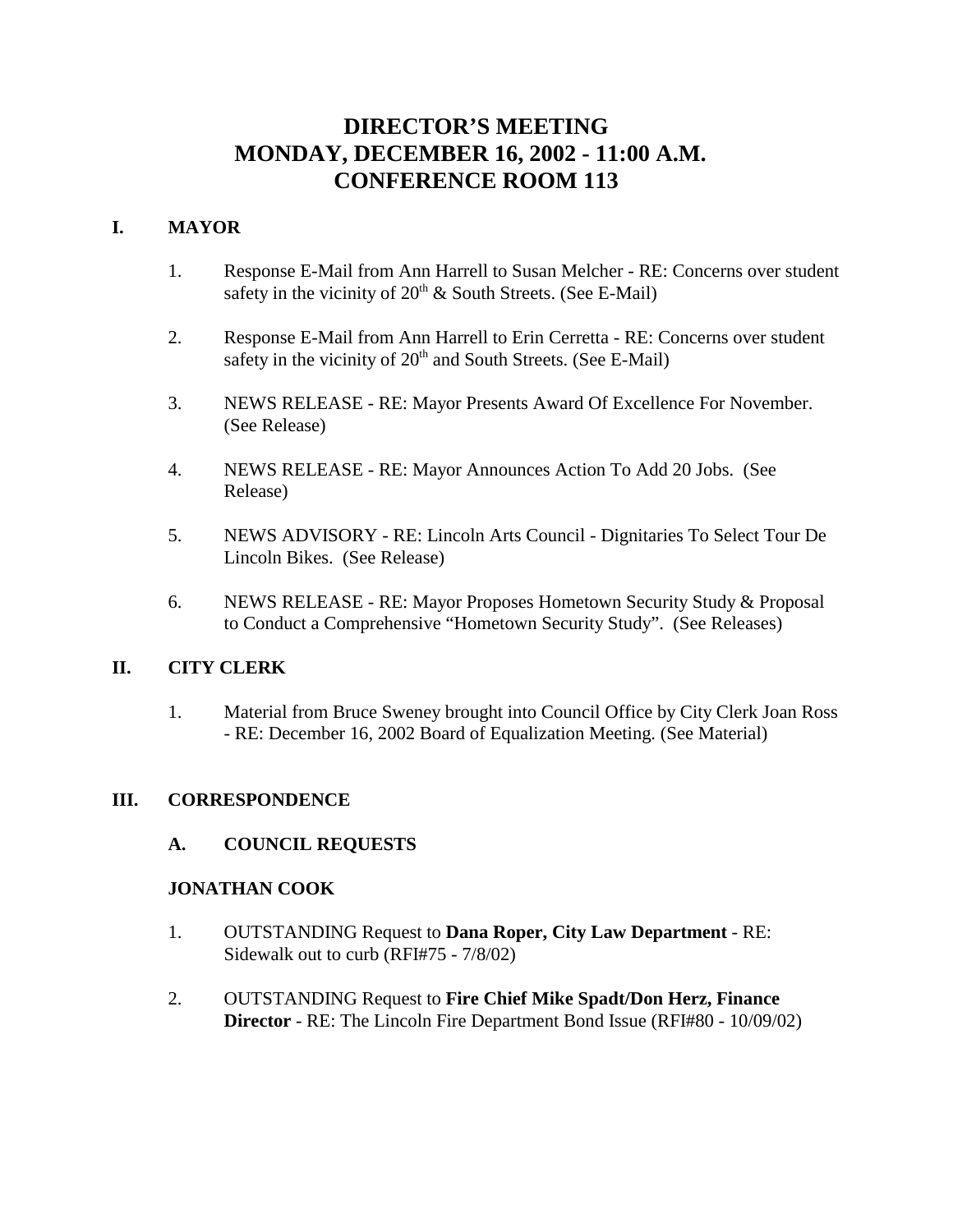# DIRECTOR'S MEETING
# MONDAY, DECEMBER 16, 2002 - 11:00 A.M.
# CONFERENCE ROOM 113

## I. MAYOR

1. Response E-Mail from Ann Harrell to Susan Melcher - RE: Concerns over student safety in the vicinity of 20th & South Streets. (See E-Mail)

2. Response E-Mail from Ann Harrell to Erin Cerretta - RE: Concerns over student safety in the vicinity of 20th and South Streets. (See E-Mail)

3. NEWS RELEASE - RE: Mayor Presents Award Of Excellence For November. (See Release)

4. NEWS RELEASE - RE: Mayor Announces Action To Add 20 Jobs. (See Release)

5. NEWS ADVISORY - RE: Lincoln Arts Council - Dignitaries To Select Tour De Lincoln Bikes. (See Release)

6. NEWS RELEASE - RE: Mayor Proposes Hometown Security Study & Proposal to Conduct a Comprehensive "Hometown Security Study". (See Releases)

## II. CITY CLERK

1. Material from Bruce Sweney brought into Council Office by City Clerk Joan Ross - RE: December 16, 2002 Board of Equalization Meeting. (See Material)

## III. CORRESPONDENCE

### A. COUNCIL REQUESTS

**JONATHAN COOK**

1. OUTSTANDING Request to **Dana Roper, City Law Department** - RE: Sidewalk out to curb (RFI#75 - 7/8/02)

2. OUTSTANDING Request to **Fire Chief Mike Spadt/Don Herz, Finance Director** - RE: The Lincoln Fire Department Bond Issue (RFI#80 - 10/09/02)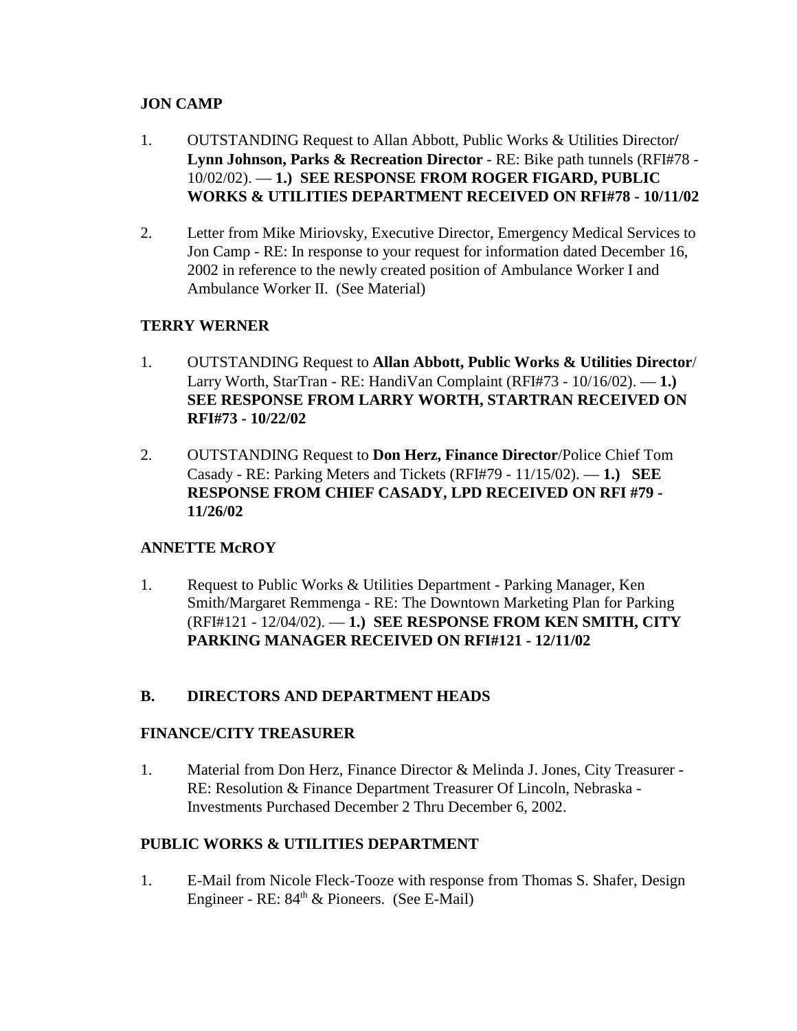**JON CAMP**

1. OUTSTANDING Request to Allan Abbott, Public Works & Utilities Director**/ Lynn Johnson, Parks & Recreation Director** - RE: Bike path tunnels (RFI#78 - 10/02/02). — **1.) SEE RESPONSE FROM ROGER FIGARD, PUBLIC WORKS & UTILITIES DEPARTMENT RECEIVED ON RFI#78 - 10/11/02**

2. Letter from Mike Miriovsky, Executive Director, Emergency Medical Services to Jon Camp - RE: In response to your request for information dated December 16, 2002 in reference to the newly created position of Ambulance Worker I and Ambulance Worker II. (See Material)

**TERRY WERNER**

1. OUTSTANDING Request to **Allan Abbott, Public Works & Utilities Director**/ Larry Worth, StarTran - RE: HandiVan Complaint (RFI#73 - 10/16/02). — **1.) SEE RESPONSE FROM LARRY WORTH, STARTRAN RECEIVED ON RFI#73 - 10/22/02**

2. OUTSTANDING Request to **Don Herz, Finance Director**/Police Chief Tom Casady - RE: Parking Meters and Tickets (RFI#79 - 11/15/02). — **1.) SEE RESPONSE FROM CHIEF CASADY, LPD RECEIVED ON RFI #79 - 11/26/02**

**ANNETTE McROY**

1. Request to Public Works & Utilities Department - Parking Manager, Ken Smith/Margaret Remmenga - RE: The Downtown Marketing Plan for Parking (RFI#121 - 12/04/02). — **1.) SEE RESPONSE FROM KEN SMITH, CITY PARKING MANAGER RECEIVED ON RFI#121 - 12/11/02**

## B. DIRECTORS AND DEPARTMENT HEADS

**FINANCE/CITY TREASURER**

1. Material from Don Herz, Finance Director & Melinda J. Jones, City Treasurer - RE: Resolution & Finance Department Treasurer Of Lincoln, Nebraska - Investments Purchased December 2 Thru December 6, 2002.

**PUBLIC WORKS & UTILITIES DEPARTMENT**

1. E-Mail from Nicole Fleck-Tooze with response from Thomas S. Shafer, Design Engineer - RE: 84th & Pioneers. (See E-Mail)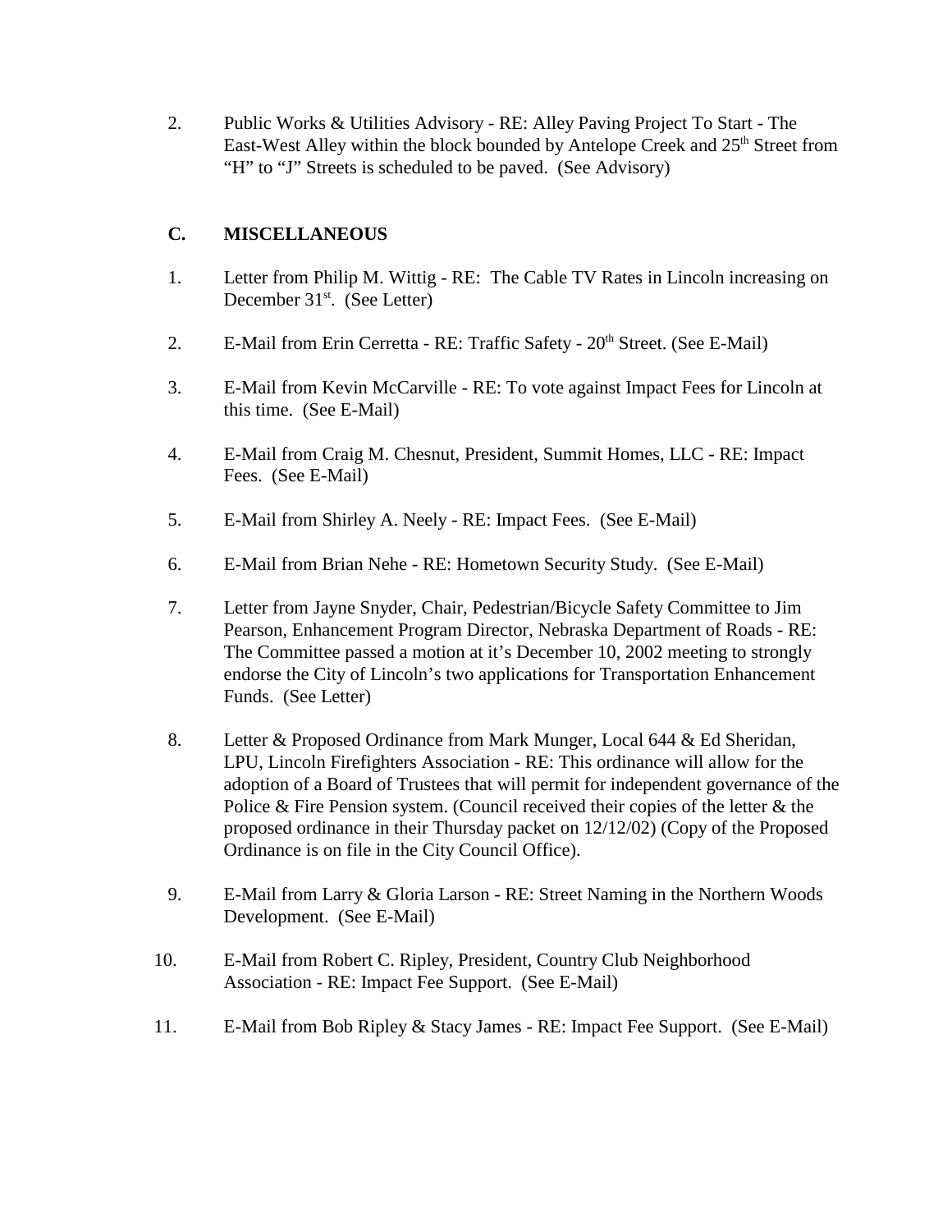2. Public Works & Utilities Advisory - RE: Alley Paving Project To Start - The East-West Alley within the block bounded by Antelope Creek and 25th Street from "H" to "J" Streets is scheduled to be paved. (See Advisory)

### C. MISCELLANEOUS

1. Letter from Philip M. Wittig - RE: The Cable TV Rates in Lincoln increasing on December 31st. (See Letter)

2. E-Mail from Erin Cerretta - RE: Traffic Safety - 20th Street. (See E-Mail)

3. E-Mail from Kevin McCarville - RE: To vote against Impact Fees for Lincoln at this time. (See E-Mail)

4. E-Mail from Craig M. Chesnut, President, Summit Homes, LLC - RE: Impact Fees. (See E-Mail)

5. E-Mail from Shirley A. Neely - RE: Impact Fees. (See E-Mail)

6. E-Mail from Brian Nehe - RE: Hometown Security Study. (See E-Mail)

7. Letter from Jayne Snyder, Chair, Pedestrian/Bicycle Safety Committee to Jim Pearson, Enhancement Program Director, Nebraska Department of Roads - RE: The Committee passed a motion at it's December 10, 2002 meeting to strongly endorse the City of Lincoln's two applications for Transportation Enhancement Funds. (See Letter)

8. Letter & Proposed Ordinance from Mark Munger, Local 644 & Ed Sheridan, LPU, Lincoln Firefighters Association - RE: This ordinance will allow for the adoption of a Board of Trustees that will permit for independent governance of the Police & Fire Pension system. (Council received their copies of the letter & the proposed ordinance in their Thursday packet on 12/12/02) (Copy of the Proposed Ordinance is on file in the City Council Office).

9. E-Mail from Larry & Gloria Larson - RE: Street Naming in the Northern Woods Development. (See E-Mail)

10. E-Mail from Robert C. Ripley, President, Country Club Neighborhood Association - RE: Impact Fee Support. (See E-Mail)

11. E-Mail from Bob Ripley & Stacy James - RE: Impact Fee Support. (See E-Mail)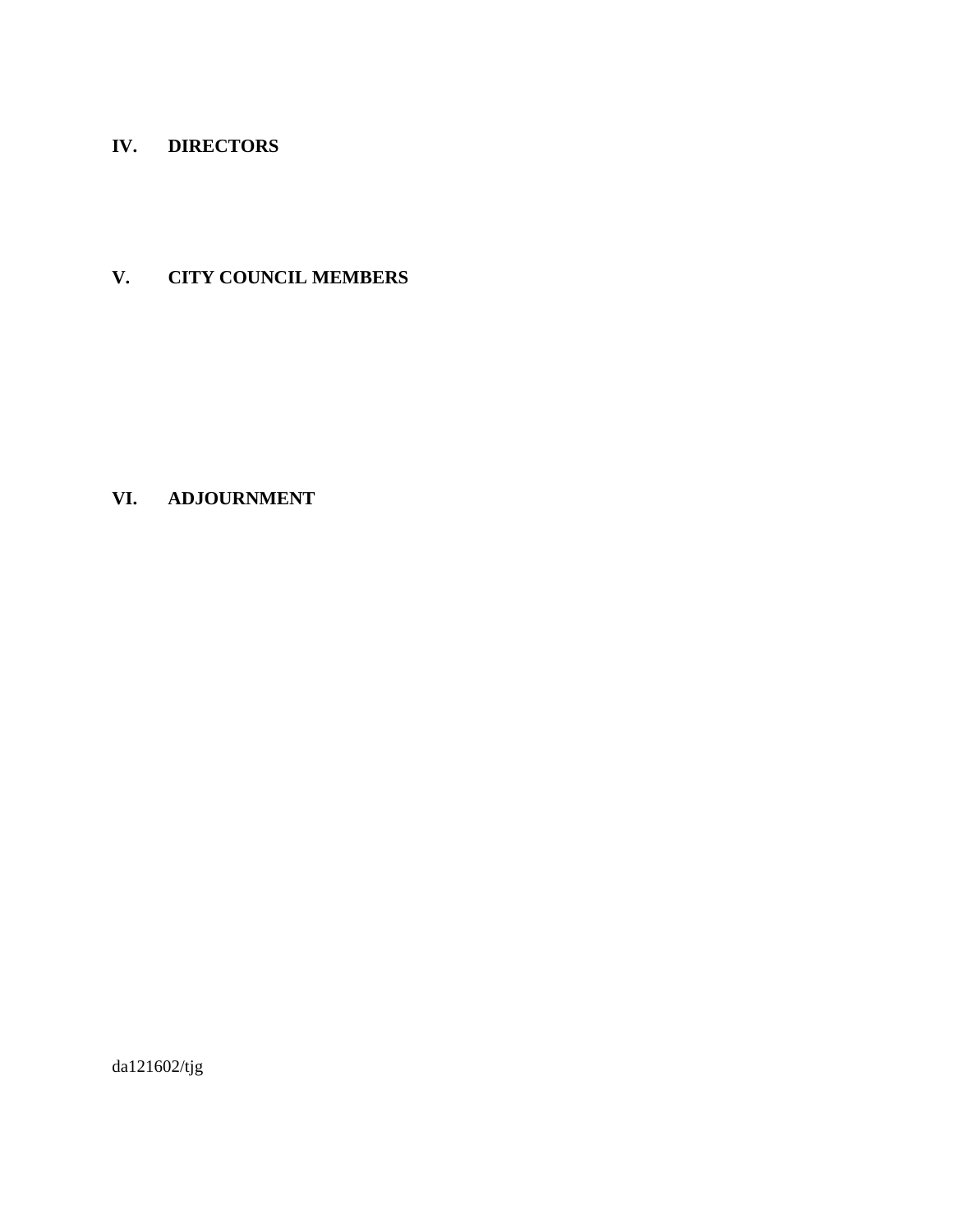## IV. DIRECTORS

## V. CITY COUNCIL MEMBERS

## VI. ADJOURNMENT

da121602/tjg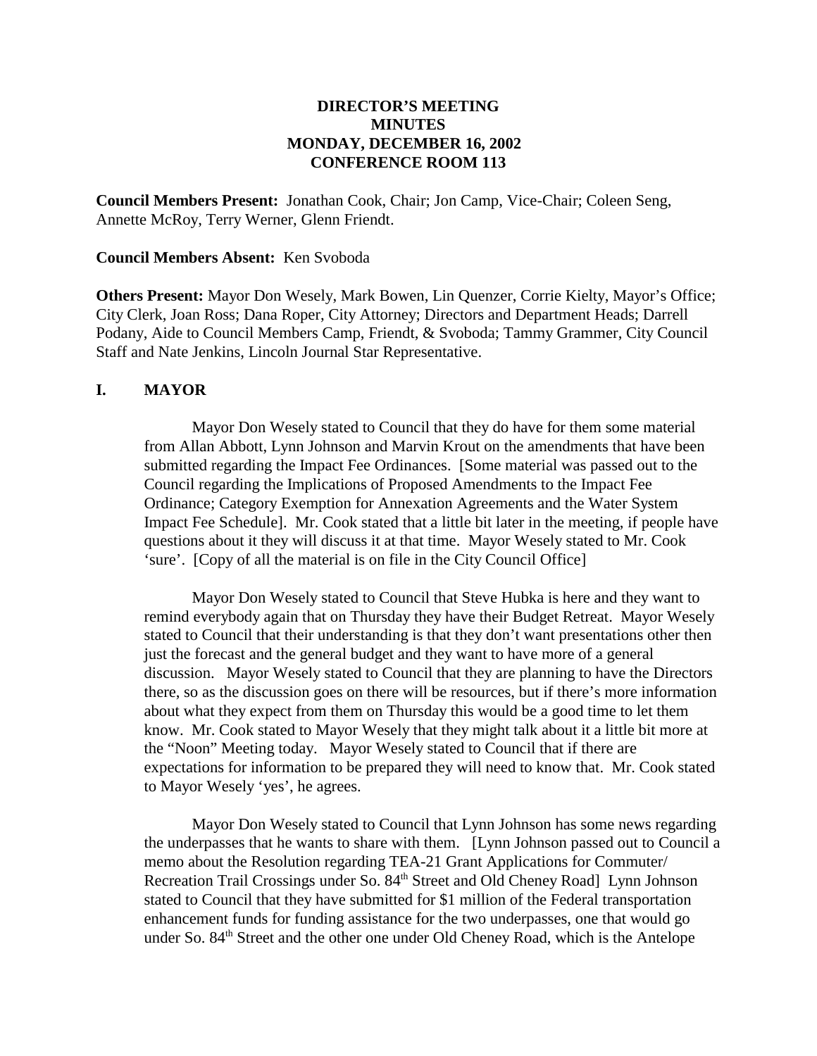**DIRECTOR'S MEETING**
**MINUTES**
**MONDAY, DECEMBER 16, 2002**
**CONFERENCE ROOM 113**

**Council Members Present:** Jonathan Cook, Chair; Jon Camp, Vice-Chair; Coleen Seng, Annette McRoy, Terry Werner, Glenn Friendt.

**Council Members Absent:** Ken Svoboda

**Others Present:** Mayor Don Wesely, Mark Bowen, Lin Quenzer, Corrie Kielty, Mayor's Office; City Clerk, Joan Ross; Dana Roper, City Attorney; Directors and Department Heads; Darrell Podany, Aide to Council Members Camp, Friendt, & Svoboda; Tammy Grammer, City Council Staff and Nate Jenkins, Lincoln Journal Star Representative.

## I. MAYOR

Mayor Don Wesely stated to Council that they do have for them some material from Allan Abbott, Lynn Johnson and Marvin Krout on the amendments that have been submitted regarding the Impact Fee Ordinances. [Some material was passed out to the Council regarding the Implications of Proposed Amendments to the Impact Fee Ordinance; Category Exemption for Annexation Agreements and the Water System Impact Fee Schedule]. Mr. Cook stated that a little bit later in the meeting, if people have questions about it they will discuss it at that time. Mayor Wesely stated to Mr. Cook 'sure'. [Copy of all the material is on file in the City Council Office]

Mayor Don Wesely stated to Council that Steve Hubka is here and they want to remind everybody again that on Thursday they have their Budget Retreat. Mayor Wesely stated to Council that their understanding is that they don't want presentations other then just the forecast and the general budget and they want to have more of a general discussion. Mayor Wesely stated to Council that they are planning to have the Directors there, so as the discussion goes on there will be resources, but if there's more information about what they expect from them on Thursday this would be a good time to let them know. Mr. Cook stated to Mayor Wesely that they might talk about it a little bit more at the "Noon" Meeting today. Mayor Wesely stated to Council that if there are expectations for information to be prepared they will need to know that. Mr. Cook stated to Mayor Wesely 'yes', he agrees.

Mayor Don Wesely stated to Council that Lynn Johnson has some news regarding the underpasses that he wants to share with them. [Lynn Johnson passed out to Council a memo about the Resolution regarding TEA-21 Grant Applications for Commuter/ Recreation Trail Crossings under So. 84th Street and Old Cheney Road] Lynn Johnson stated to Council that they have submitted for $1 million of the Federal transportation enhancement funds for funding assistance for the two underpasses, one that would go under So. 84th Street and the other one under Old Cheney Road, which is the Antelope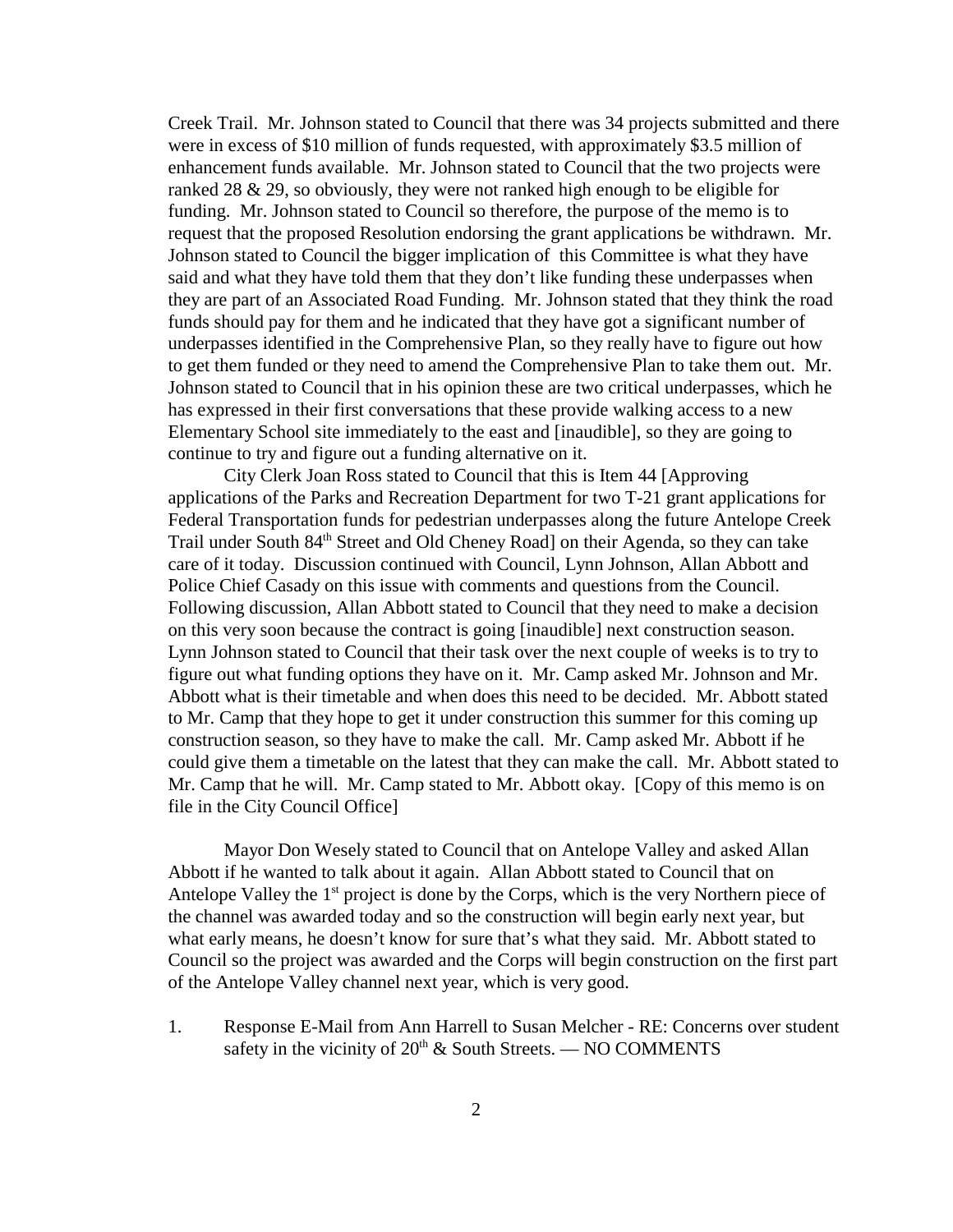Creek Trail. Mr. Johnson stated to Council that there was 34 projects submitted and there were in excess of $10 million of funds requested, with approximately $3.5 million of enhancement funds available. Mr. Johnson stated to Council that the two projects were ranked 28 & 29, so obviously, they were not ranked high enough to be eligible for funding. Mr. Johnson stated to Council so therefore, the purpose of the memo is to request that the proposed Resolution endorsing the grant applications be withdrawn. Mr. Johnson stated to Council the bigger implication of this Committee is what they have said and what they have told them that they don't like funding these underpasses when they are part of an Associated Road Funding. Mr. Johnson stated that they think the road funds should pay for them and he indicated that they have got a significant number of underpasses identified in the Comprehensive Plan, so they really have to figure out how to get them funded or they need to amend the Comprehensive Plan to take them out. Mr. Johnson stated to Council that in his opinion these are two critical underpasses, which he has expressed in their first conversations that these provide walking access to a new Elementary School site immediately to the east and [inaudible], so they are going to continue to try and figure out a funding alternative on it.

City Clerk Joan Ross stated to Council that this is Item 44 [Approving applications of the Parks and Recreation Department for two T-21 grant applications for Federal Transportation funds for pedestrian underpasses along the future Antelope Creek Trail under South 84th Street and Old Cheney Road] on their Agenda, so they can take care of it today. Discussion continued with Council, Lynn Johnson, Allan Abbott and Police Chief Casady on this issue with comments and questions from the Council. Following discussion, Allan Abbott stated to Council that they need to make a decision on this very soon because the contract is going [inaudible] next construction season. Lynn Johnson stated to Council that their task over the next couple of weeks is to try to figure out what funding options they have on it. Mr. Camp asked Mr. Johnson and Mr. Abbott what is their timetable and when does this need to be decided. Mr. Abbott stated to Mr. Camp that they hope to get it under construction this summer for this coming up construction season, so they have to make the call. Mr. Camp asked Mr. Abbott if he could give them a timetable on the latest that they can make the call. Mr. Abbott stated to Mr. Camp that he will. Mr. Camp stated to Mr. Abbott okay. [Copy of this memo is on file in the City Council Office]

Mayor Don Wesely stated to Council that on Antelope Valley and asked Allan Abbott if he wanted to talk about it again. Allan Abbott stated to Council that on Antelope Valley the 1st project is done by the Corps, which is the very Northern piece of the channel was awarded today and so the construction will begin early next year, but what early means, he doesn't know for sure that's what they said. Mr. Abbott stated to Council so the project was awarded and the Corps will begin construction on the first part of the Antelope Valley channel next year, which is very good.

1. Response E-Mail from Ann Harrell to Susan Melcher - RE: Concerns over student safety in the vicinity of 20th & South Streets. — NO COMMENTS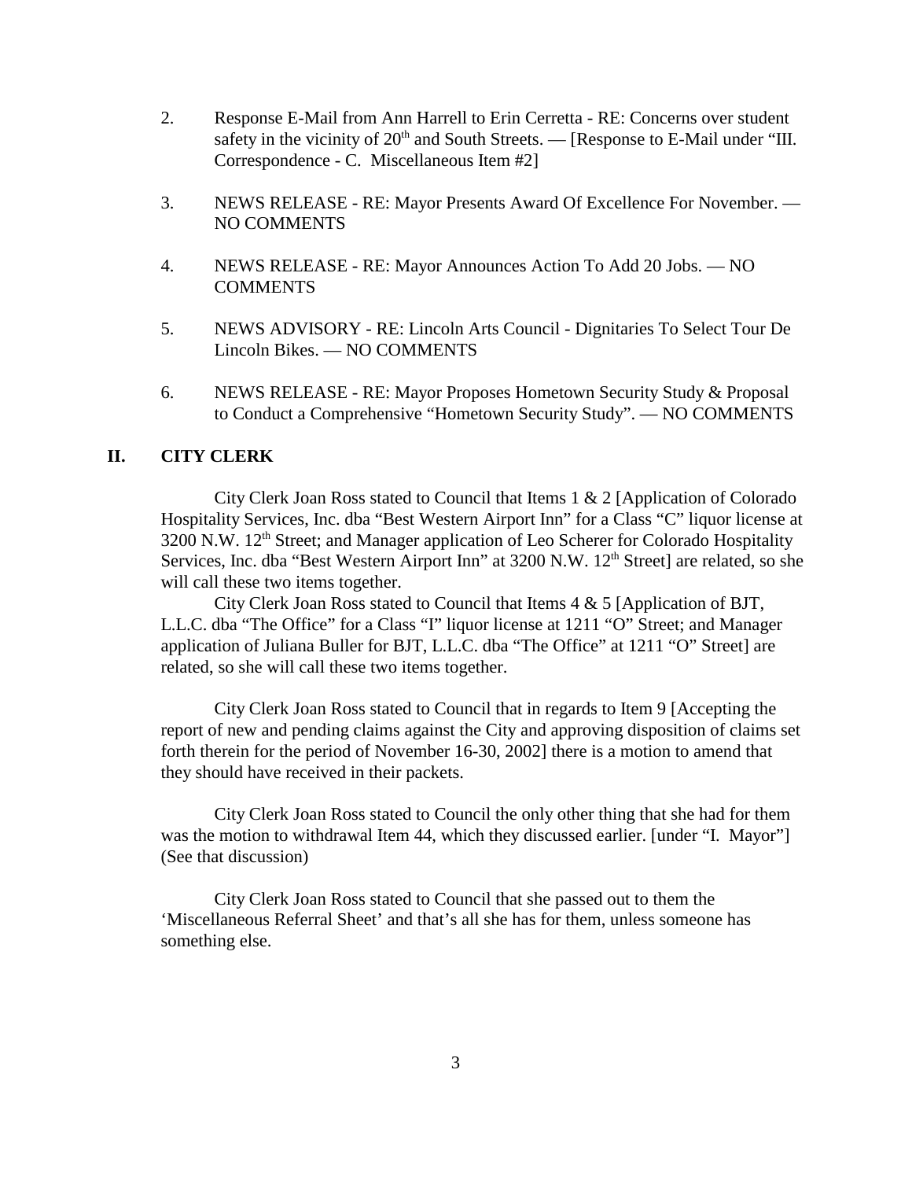2. Response E-Mail from Ann Harrell to Erin Cerretta - RE: Concerns over student safety in the vicinity of 20th and South Streets. — [Response to E-Mail under "III. Correspondence - C. Miscellaneous Item #2]

3. NEWS RELEASE - RE: Mayor Presents Award Of Excellence For November. — NO COMMENTS

4. NEWS RELEASE - RE: Mayor Announces Action To Add 20 Jobs. — NO COMMENTS

5. NEWS ADVISORY - RE: Lincoln Arts Council - Dignitaries To Select Tour De Lincoln Bikes. — NO COMMENTS

6. NEWS RELEASE - RE: Mayor Proposes Hometown Security Study & Proposal to Conduct a Comprehensive "Hometown Security Study". — NO COMMENTS

## II. CITY CLERK

City Clerk Joan Ross stated to Council that Items 1 & 2 [Application of Colorado Hospitality Services, Inc. dba "Best Western Airport Inn" for a Class "C" liquor license at 3200 N.W. 12th Street; and Manager application of Leo Scherer for Colorado Hospitality Services, Inc. dba "Best Western Airport Inn" at 3200 N.W. 12th Street] are related, so she will call these two items together.

City Clerk Joan Ross stated to Council that Items 4 & 5 [Application of BJT, L.L.C. dba "The Office" for a Class "I" liquor license at 1211 "O" Street; and Manager application of Juliana Buller for BJT, L.L.C. dba "The Office" at 1211 "O" Street] are related, so she will call these two items together.

City Clerk Joan Ross stated to Council that in regards to Item 9 [Accepting the report of new and pending claims against the City and approving disposition of claims set forth therein for the period of November 16-30, 2002] there is a motion to amend that they should have received in their packets.

City Clerk Joan Ross stated to Council the only other thing that she had for them was the motion to withdrawal Item 44, which they discussed earlier. [under "I. Mayor"] (See that discussion)

City Clerk Joan Ross stated to Council that she passed out to them the 'Miscellaneous Referral Sheet' and that's all she has for them, unless someone has something else.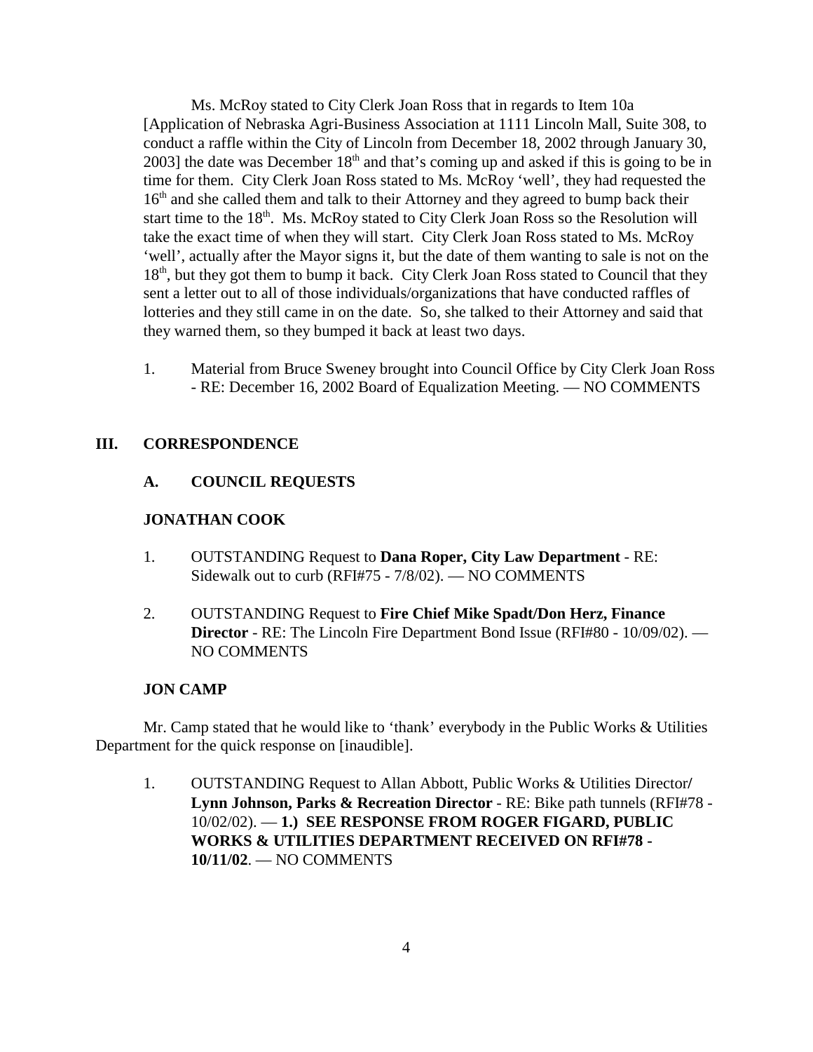Ms. McRoy stated to City Clerk Joan Ross that in regards to Item 10a [Application of Nebraska Agri-Business Association at 1111 Lincoln Mall, Suite 308, to conduct a raffle within the City of Lincoln from December 18, 2002 through January 30, 2003] the date was December 18th and that's coming up and asked if this is going to be in time for them. City Clerk Joan Ross stated to Ms. McRoy 'well', they had requested the 16th and she called them and talk to their Attorney and they agreed to bump back their start time to the 18th. Ms. McRoy stated to City Clerk Joan Ross so the Resolution will take the exact time of when they will start. City Clerk Joan Ross stated to Ms. McRoy 'well', actually after the Mayor signs it, but the date of them wanting to sale is not on the 18th, but they got them to bump it back. City Clerk Joan Ross stated to Council that they sent a letter out to all of those individuals/organizations that have conducted raffles of lotteries and they still came in on the date. So, she talked to their Attorney and said that they warned them, so they bumped it back at least two days.

1. Material from Bruce Sweney brought into Council Office by City Clerk Joan Ross - RE: December 16, 2002 Board of Equalization Meeting. — NO COMMENTS

## III. CORRESPONDENCE

### A. COUNCIL REQUESTS

**JONATHAN COOK**

1. OUTSTANDING Request to **Dana Roper, City Law Department** - RE: Sidewalk out to curb (RFI#75 - 7/8/02). — NO COMMENTS

2. OUTSTANDING Request to **Fire Chief Mike Spadt/Don Herz, Finance Director** - RE: The Lincoln Fire Department Bond Issue (RFI#80 - 10/09/02). — NO COMMENTS

**JON CAMP**

Mr. Camp stated that he would like to 'thank' everybody in the Public Works & Utilities Department for the quick response on [inaudible].

1. OUTSTANDING Request to Allan Abbott, Public Works & Utilities Director/ **Lynn Johnson, Parks & Recreation Director** - RE: Bike path tunnels (RFI#78 - 10/02/02). — **1.) SEE RESPONSE FROM ROGER FIGARD, PUBLIC WORKS & UTILITIES DEPARTMENT RECEIVED ON RFI#78 - 10/11/02**. — NO COMMENTS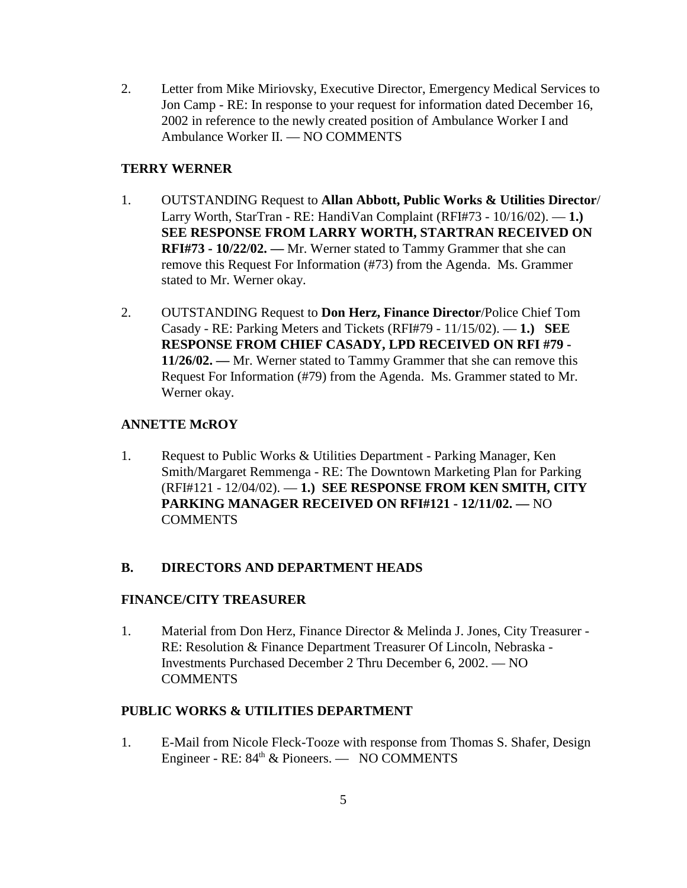2. Letter from Mike Miriovsky, Executive Director, Emergency Medical Services to Jon Camp - RE: In response to your request for information dated December 16, 2002 in reference to the newly created position of Ambulance Worker I and Ambulance Worker II. — NO COMMENTS

**TERRY WERNER**

1. OUTSTANDING Request to **Allan Abbott, Public Works & Utilities Director**/ Larry Worth, StarTran - RE: HandiVan Complaint (RFI#73 - 10/16/02). — **1.) SEE RESPONSE FROM LARRY WORTH, STARTRAN RECEIVED ON RFI#73 - 10/22/02. —** Mr. Werner stated to Tammy Grammer that she can remove this Request For Information (#73) from the Agenda. Ms. Grammer stated to Mr. Werner okay.

2. OUTSTANDING Request to **Don Herz, Finance Director**/Police Chief Tom Casady - RE: Parking Meters and Tickets (RFI#79 - 11/15/02). — **1.) SEE RESPONSE FROM CHIEF CASADY, LPD RECEIVED ON RFI #79 - 11/26/02. —** Mr. Werner stated to Tammy Grammer that she can remove this Request For Information (#79) from the Agenda. Ms. Grammer stated to Mr. Werner okay.

**ANNETTE McROY**

1. Request to Public Works & Utilities Department - Parking Manager, Ken Smith/Margaret Remmenga - RE: The Downtown Marketing Plan for Parking (RFI#121 - 12/04/02). — **1.) SEE RESPONSE FROM KEN SMITH, CITY PARKING MANAGER RECEIVED ON RFI#121 - 12/11/02. —** NO COMMENTS

**B. DIRECTORS AND DEPARTMENT HEADS**

**FINANCE/CITY TREASURER**

1. Material from Don Herz, Finance Director & Melinda J. Jones, City Treasurer - RE: Resolution & Finance Department Treasurer Of Lincoln, Nebraska - Investments Purchased December 2 Thru December 6, 2002. — NO COMMENTS

**PUBLIC WORKS & UTILITIES DEPARTMENT**

1. E-Mail from Nicole Fleck-Tooze with response from Thomas S. Shafer, Design Engineer - RE: 84th & Pioneers. — NO COMMENTS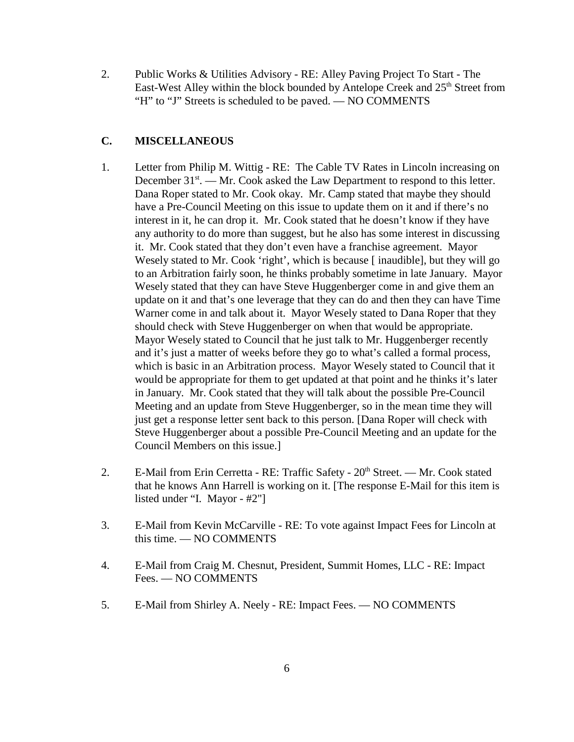2. Public Works & Utilities Advisory - RE: Alley Paving Project To Start - The East-West Alley within the block bounded by Antelope Creek and 25th Street from “H” to “J” Streets is scheduled to be paved. — NO COMMENTS

## C. MISCELLANEOUS

1. Letter from Philip M. Wittig - RE: The Cable TV Rates in Lincoln increasing on December 31st. — Mr. Cook asked the Law Department to respond to this letter. Dana Roper stated to Mr. Cook okay. Mr. Camp stated that maybe they should have a Pre-Council Meeting on this issue to update them on it and if there’s no interest in it, he can drop it. Mr. Cook stated that he doesn’t know if they have any authority to do more than suggest, but he also has some interest in discussing it. Mr. Cook stated that they don’t even have a franchise agreement. Mayor Wesely stated to Mr. Cook ‘right’, which is because [ inaudible], but they will go to an Arbitration fairly soon, he thinks probably sometime in late January. Mayor Wesely stated that they can have Steve Huggenberger come in and give them an update on it and that’s one leverage that they can do and then they can have Time Warner come in and talk about it. Mayor Wesely stated to Dana Roper that they should check with Steve Huggenberger on when that would be appropriate. Mayor Wesely stated to Council that he just talk to Mr. Huggenberger recently and it’s just a matter of weeks before they go to what’s called a formal process, which is basic in an Arbitration process. Mayor Wesely stated to Council that it would be appropriate for them to get updated at that point and he thinks it’s later in January. Mr. Cook stated that they will talk about the possible Pre-Council Meeting and an update from Steve Huggenberger, so in the mean time they will just get a response letter sent back to this person. [Dana Roper will check with Steve Huggenberger about a possible Pre-Council Meeting and an update for the Council Members on this issue.]

2. E-Mail from Erin Cerretta - RE: Traffic Safety - 20th Street. — Mr. Cook stated that he knows Ann Harrell is working on it. [The response E-Mail for this item is listed under “I. Mayor - #2"]

3. E-Mail from Kevin McCarville - RE: To vote against Impact Fees for Lincoln at this time. — NO COMMENTS

4. E-Mail from Craig M. Chesnut, President, Summit Homes, LLC - RE: Impact Fees. — NO COMMENTS

5. E-Mail from Shirley A. Neely - RE: Impact Fees. — NO COMMENTS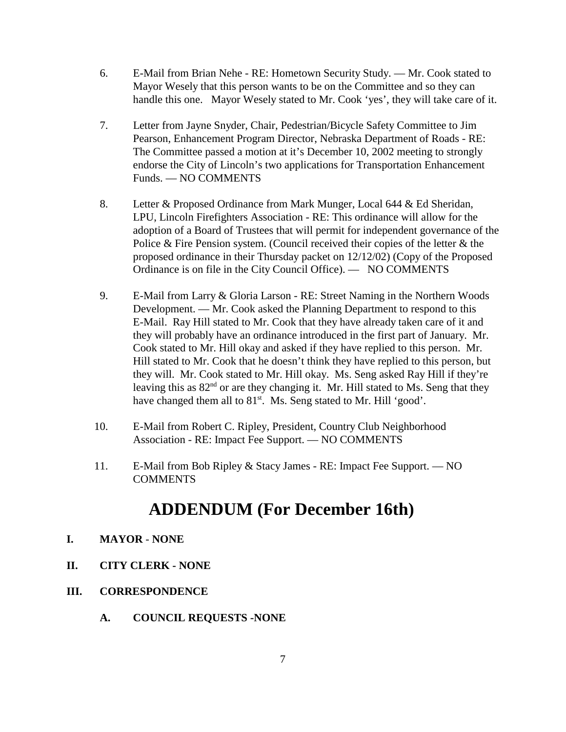6. E-Mail from Brian Nehe - RE: Hometown Security Study. — Mr. Cook stated to Mayor Wesely that this person wants to be on the Committee and so they can handle this one. Mayor Wesely stated to Mr. Cook 'yes', they will take care of it.

7. Letter from Jayne Snyder, Chair, Pedestrian/Bicycle Safety Committee to Jim Pearson, Enhancement Program Director, Nebraska Department of Roads - RE: The Committee passed a motion at it's December 10, 2002 meeting to strongly endorse the City of Lincoln's two applications for Transportation Enhancement Funds. — NO COMMENTS

8. Letter & Proposed Ordinance from Mark Munger, Local 644 & Ed Sheridan, LPU, Lincoln Firefighters Association - RE: This ordinance will allow for the adoption of a Board of Trustees that will permit for independent governance of the Police & Fire Pension system. (Council received their copies of the letter & the proposed ordinance in their Thursday packet on 12/12/02) (Copy of the Proposed Ordinance is on file in the City Council Office). — NO COMMENTS

9. E-Mail from Larry & Gloria Larson - RE: Street Naming in the Northern Woods Development. — Mr. Cook asked the Planning Department to respond to this E-Mail. Ray Hill stated to Mr. Cook that they have already taken care of it and they will probably have an ordinance introduced in the first part of January. Mr. Cook stated to Mr. Hill okay and asked if they have replied to this person. Mr. Hill stated to Mr. Cook that he doesn't think they have replied to this person, but they will. Mr. Cook stated to Mr. Hill okay. Ms. Seng asked Ray Hill if they're leaving this as 82nd or are they changing it. Mr. Hill stated to Ms. Seng that they have changed them all to 81st. Ms. Seng stated to Mr. Hill 'good'.

10. E-Mail from Robert C. Ripley, President, Country Club Neighborhood Association - RE: Impact Fee Support. — NO COMMENTS

11. E-Mail from Bob Ripley & Stacy James - RE: Impact Fee Support. — NO COMMENTS

# ADDENDUM (For December 16th)

**I. MAYOR - NONE**

**II. CITY CLERK - NONE**

**III. CORRESPONDENCE**

**A. COUNCIL REQUESTS -NONE**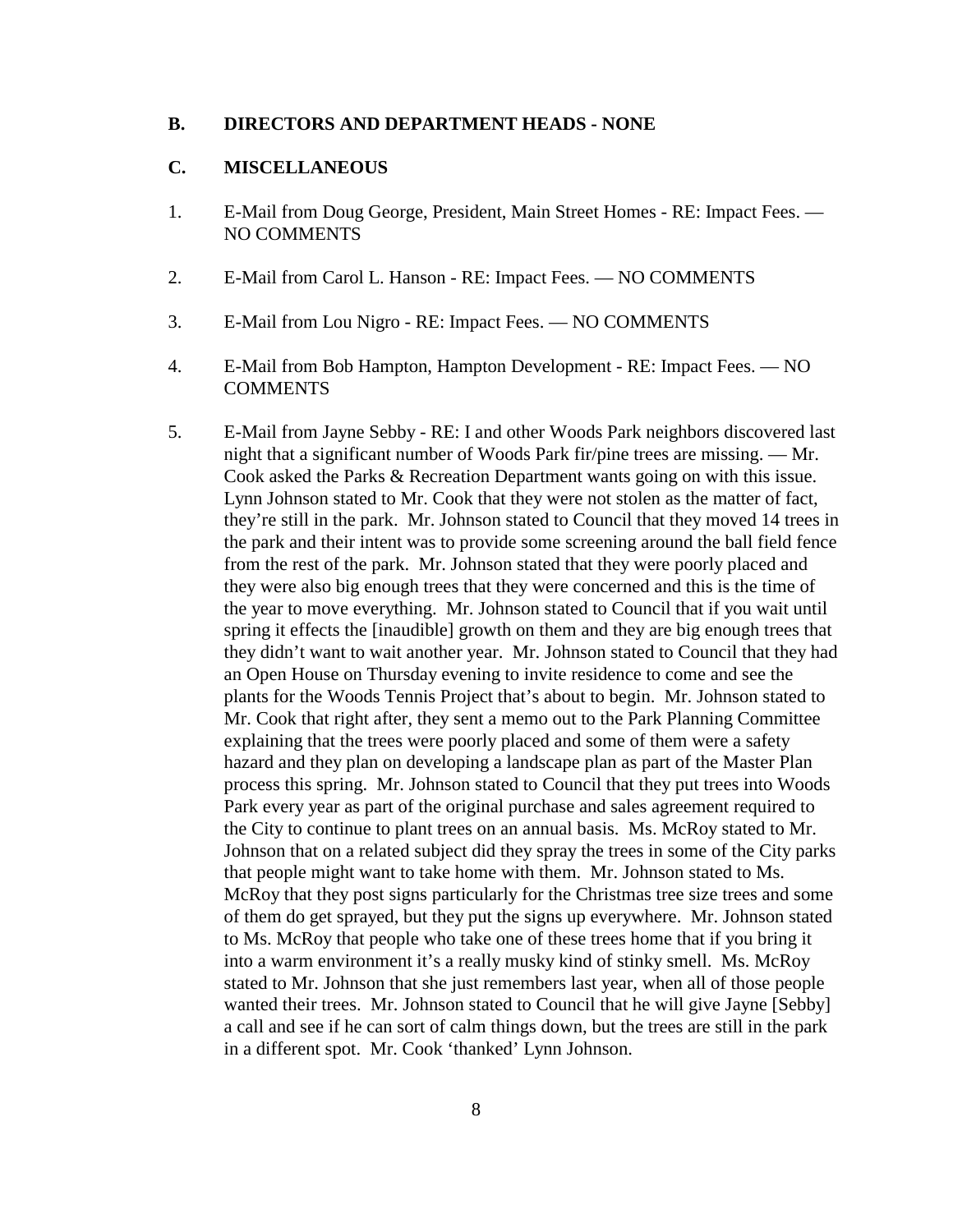## B. DIRECTORS AND DEPARTMENT HEADS - NONE

## C. MISCELLANEOUS

1. E-Mail from Doug George, President, Main Street Homes - RE: Impact Fees. — NO COMMENTS

2. E-Mail from Carol L. Hanson - RE: Impact Fees. — NO COMMENTS

3. E-Mail from Lou Nigro - RE: Impact Fees. — NO COMMENTS

4. E-Mail from Bob Hampton, Hampton Development - RE: Impact Fees. — NO COMMENTS

5. E-Mail from Jayne Sebby - RE: I and other Woods Park neighbors discovered last night that a significant number of Woods Park fir/pine trees are missing. — Mr. Cook asked the Parks & Recreation Department wants going on with this issue. Lynn Johnson stated to Mr. Cook that they were not stolen as the matter of fact, they're still in the park. Mr. Johnson stated to Council that they moved 14 trees in the park and their intent was to provide some screening around the ball field fence from the rest of the park. Mr. Johnson stated that they were poorly placed and they were also big enough trees that they were concerned and this is the time of the year to move everything. Mr. Johnson stated to Council that if you wait until spring it effects the [inaudible] growth on them and they are big enough trees that they didn't want to wait another year. Mr. Johnson stated to Council that they had an Open House on Thursday evening to invite residence to come and see the plants for the Woods Tennis Project that's about to begin. Mr. Johnson stated to Mr. Cook that right after, they sent a memo out to the Park Planning Committee explaining that the trees were poorly placed and some of them were a safety hazard and they plan on developing a landscape plan as part of the Master Plan process this spring. Mr. Johnson stated to Council that they put trees into Woods Park every year as part of the original purchase and sales agreement required to the City to continue to plant trees on an annual basis. Ms. McRoy stated to Mr. Johnson that on a related subject did they spray the trees in some of the City parks that people might want to take home with them. Mr. Johnson stated to Ms. McRoy that they post signs particularly for the Christmas tree size trees and some of them do get sprayed, but they put the signs up everywhere. Mr. Johnson stated to Ms. McRoy that people who take one of these trees home that if you bring it into a warm environment it's a really musky kind of stinky smell. Ms. McRoy stated to Mr. Johnson that she just remembers last year, when all of those people wanted their trees. Mr. Johnson stated to Council that he will give Jayne [Sebby] a call and see if he can sort of calm things down, but the trees are still in the park in a different spot. Mr. Cook 'thanked' Lynn Johnson.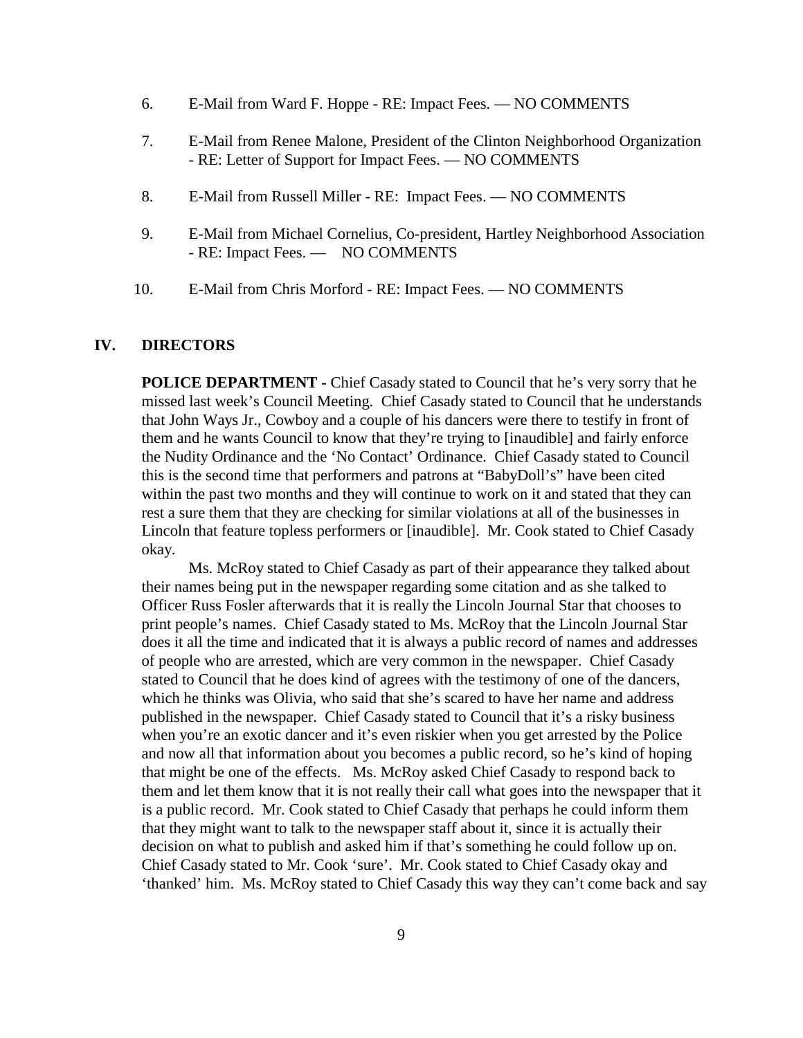6. E-Mail from Ward F. Hoppe - RE: Impact Fees. — NO COMMENTS

7. E-Mail from Renee Malone, President of the Clinton Neighborhood Organization - RE: Letter of Support for Impact Fees. — NO COMMENTS

8. E-Mail from Russell Miller - RE: Impact Fees. — NO COMMENTS

9. E-Mail from Michael Cornelius, Co-president, Hartley Neighborhood Association - RE: Impact Fees. — NO COMMENTS

10. E-Mail from Chris Morford - RE: Impact Fees. — NO COMMENTS

## IV. DIRECTORS

**POLICE DEPARTMENT -** Chief Casady stated to Council that he's very sorry that he missed last week's Council Meeting. Chief Casady stated to Council that he understands that John Ways Jr., Cowboy and a couple of his dancers were there to testify in front of them and he wants Council to know that they're trying to [inaudible] and fairly enforce the Nudity Ordinance and the 'No Contact' Ordinance. Chief Casady stated to Council this is the second time that performers and patrons at "BabyDoll's" have been cited within the past two months and they will continue to work on it and stated that they can rest a sure them that they are checking for similar violations at all of the businesses in Lincoln that feature topless performers or [inaudible]. Mr. Cook stated to Chief Casady okay.

Ms. McRoy stated to Chief Casady as part of their appearance they talked about their names being put in the newspaper regarding some citation and as she talked to Officer Russ Fosler afterwards that it is really the Lincoln Journal Star that chooses to print people's names. Chief Casady stated to Ms. McRoy that the Lincoln Journal Star does it all the time and indicated that it is always a public record of names and addresses of people who are arrested, which are very common in the newspaper. Chief Casady stated to Council that he does kind of agrees with the testimony of one of the dancers, which he thinks was Olivia, who said that she's scared to have her name and address published in the newspaper. Chief Casady stated to Council that it's a risky business when you're an exotic dancer and it's even riskier when you get arrested by the Police and now all that information about you becomes a public record, so he's kind of hoping that might be one of the effects. Ms. McRoy asked Chief Casady to respond back to them and let them know that it is not really their call what goes into the newspaper that it is a public record. Mr. Cook stated to Chief Casady that perhaps he could inform them that they might want to talk to the newspaper staff about it, since it is actually their decision on what to publish and asked him if that's something he could follow up on. Chief Casady stated to Mr. Cook 'sure'. Mr. Cook stated to Chief Casady okay and 'thanked' him. Ms. McRoy stated to Chief Casady this way they can't come back and say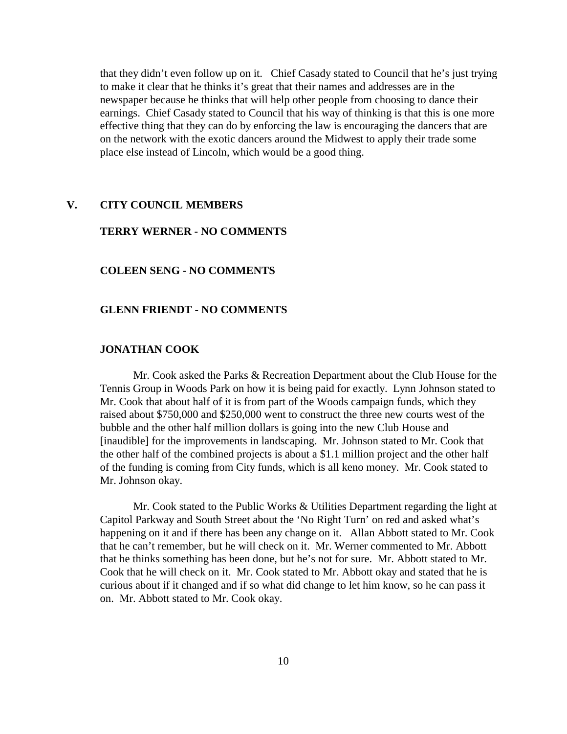that they didn't even follow up on it. Chief Casady stated to Council that he's just trying to make it clear that he thinks it's great that their names and addresses are in the newspaper because he thinks that will help other people from choosing to dance their earnings. Chief Casady stated to Council that his way of thinking is that this is one more effective thing that they can do by enforcing the law is encouraging the dancers that are on the network with the exotic dancers around the Midwest to apply their trade some place else instead of Lincoln, which would be a good thing.

## V. CITY COUNCIL MEMBERS

### TERRY WERNER - NO COMMENTS

### COLEEN SENG - NO COMMENTS

### GLENN FRIENDT - NO COMMENTS

### JONATHAN COOK

Mr. Cook asked the Parks & Recreation Department about the Club House for the Tennis Group in Woods Park on how it is being paid for exactly. Lynn Johnson stated to Mr. Cook that about half of it is from part of the Woods campaign funds, which they raised about $750,000 and $250,000 went to construct the three new courts west of the bubble and the other half million dollars is going into the new Club House and [inaudible] for the improvements in landscaping. Mr. Johnson stated to Mr. Cook that the other half of the combined projects is about a $1.1 million project and the other half of the funding is coming from City funds, which is all keno money. Mr. Cook stated to Mr. Johnson okay.

Mr. Cook stated to the Public Works & Utilities Department regarding the light at Capitol Parkway and South Street about the 'No Right Turn' on red and asked what's happening on it and if there has been any change on it. Allan Abbott stated to Mr. Cook that he can't remember, but he will check on it. Mr. Werner commented to Mr. Abbott that he thinks something has been done, but he's not for sure. Mr. Abbott stated to Mr. Cook that he will check on it. Mr. Cook stated to Mr. Abbott okay and stated that he is curious about if it changed and if so what did change to let him know, so he can pass it on. Mr. Abbott stated to Mr. Cook okay.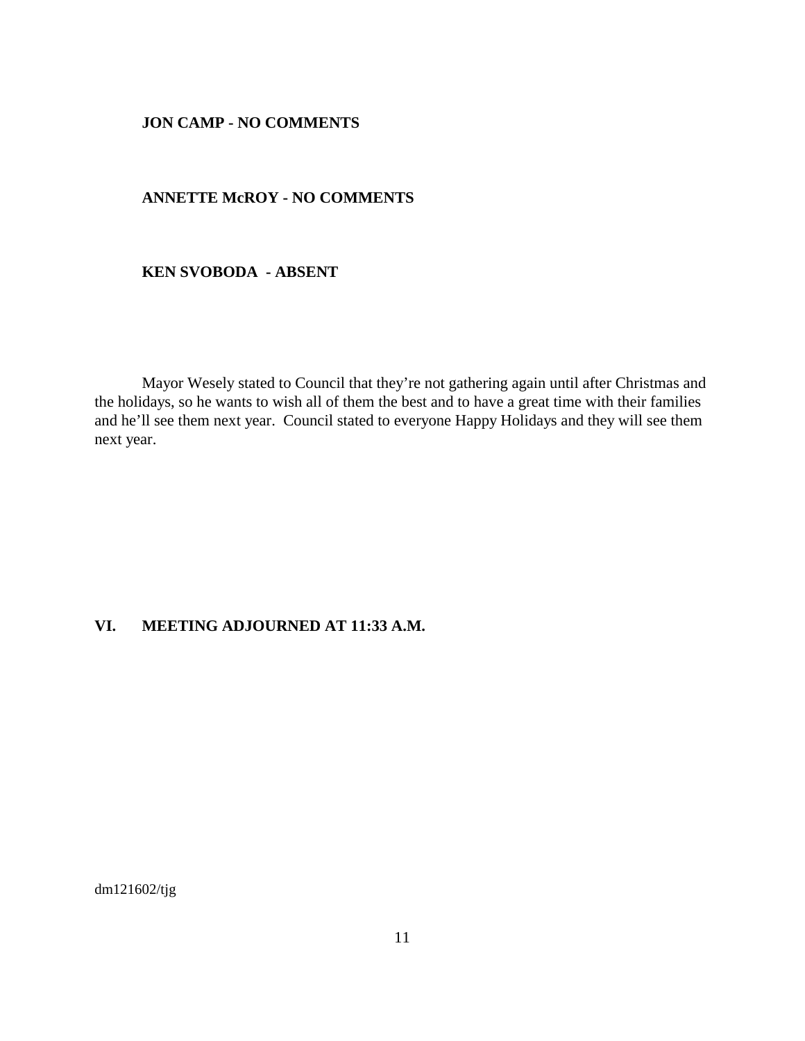**JON CAMP - NO COMMENTS**

**ANNETTE McROY - NO COMMENTS**

**KEN SVOBODA - ABSENT**

Mayor Wesely stated to Council that they're not gathering again until after Christmas and the holidays, so he wants to wish all of them the best and to have a great time with their families and he'll see them next year. Council stated to everyone Happy Holidays and they will see them next year.

## VI. MEETING ADJOURNED AT 11:33 A.M.

dm121602/tjg